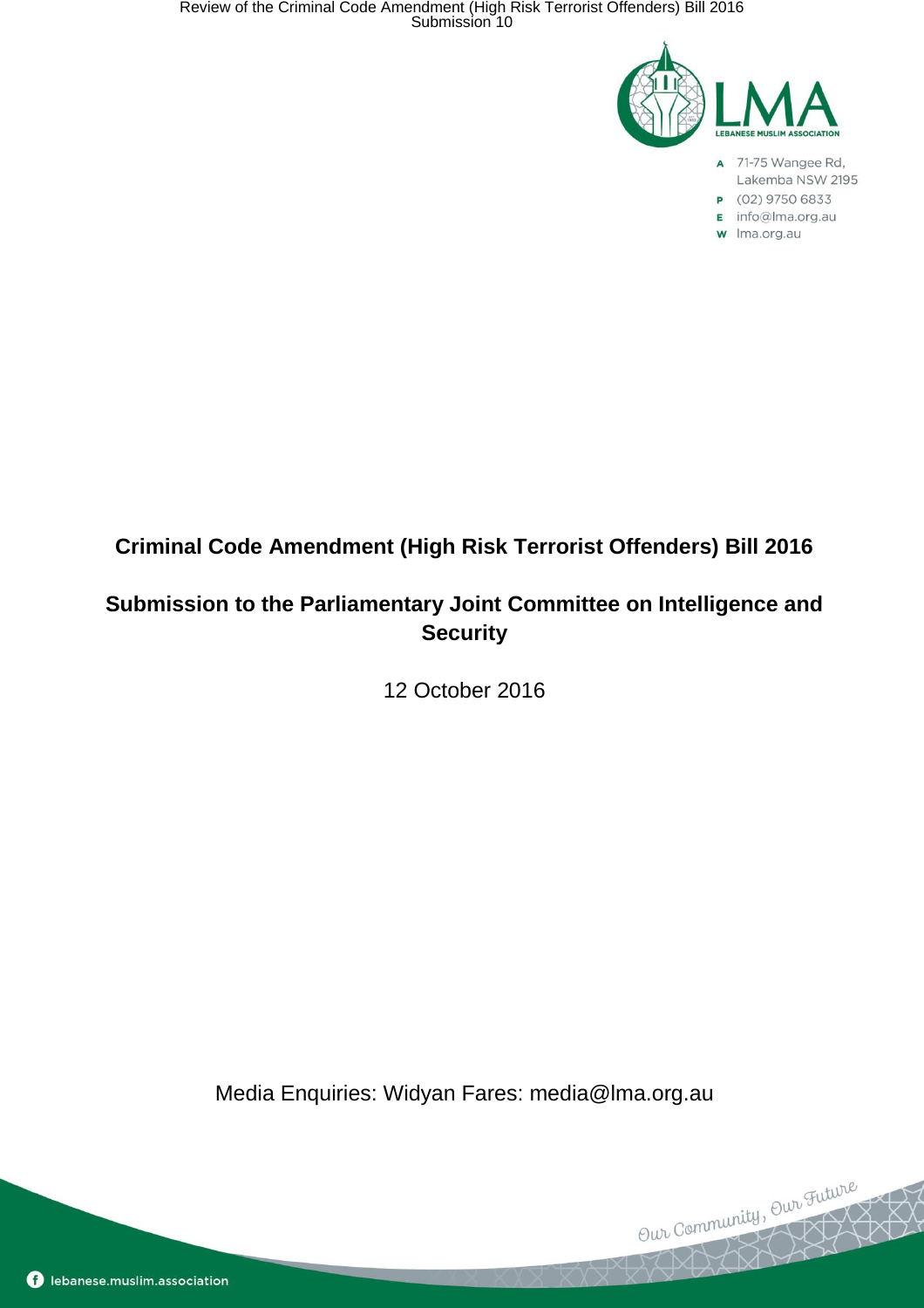LEBANESE MUSLIM ASSOCIATION

A 71-75 Wangee Rd, Lakemba NSW 2195
P (02) 9750 6833
E info@lma.org.au
W lma.org.au

**Criminal Code Amendment (High Risk Terrorist Offenders) Bill 2016**

**Submission to the Parliamentary Joint Committee on Intelligence and Security**

12 October 2016

Media Enquiries: Widyan Fares: media@lma.org.au

Our Community, Our Future

lebanese.muslim.association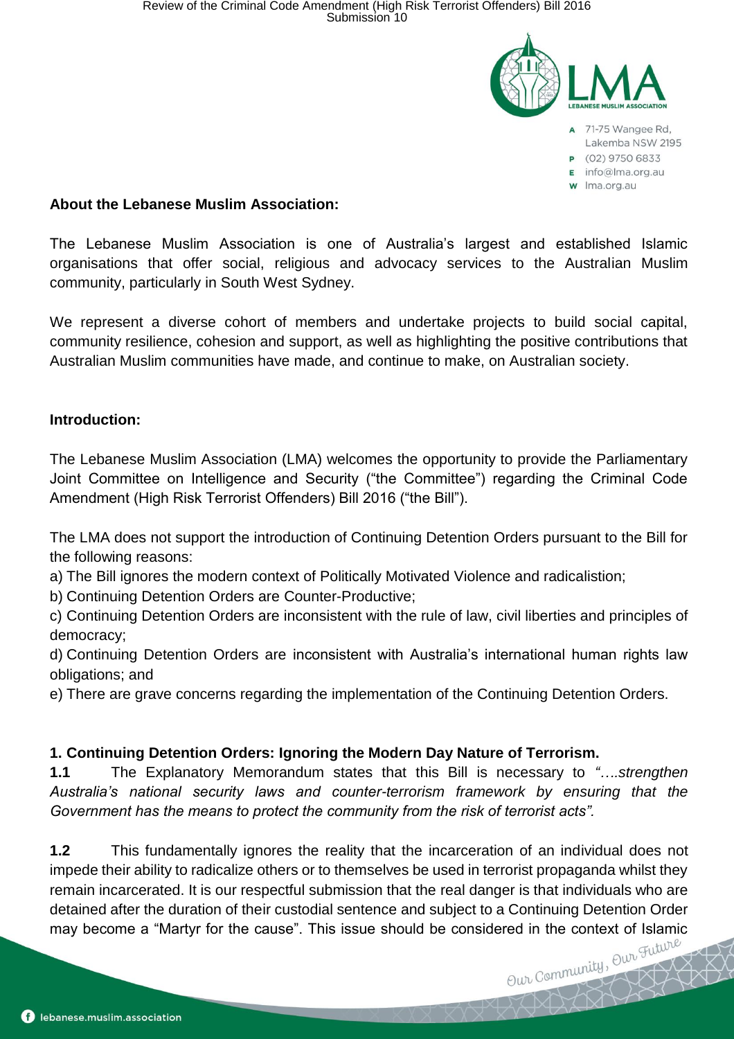## About the Lebanese Muslim Association:

The Lebanese Muslim Association is one of Australia's largest and established Islamic organisations that offer social, religious and advocacy services to the Australian Muslim community, particularly in South West Sydney.

We represent a diverse cohort of members and undertake projects to build social capital, community resilience, cohesion and support, as well as highlighting the positive contributions that Australian Muslim communities have made, and continue to make, on Australian society.

## Introduction:

The Lebanese Muslim Association (LMA) welcomes the opportunity to provide the Parliamentary Joint Committee on Intelligence and Security ("the Committee") regarding the Criminal Code Amendment (High Risk Terrorist Offenders) Bill 2016 ("the Bill").

The LMA does not support the introduction of Continuing Detention Orders pursuant to the Bill for the following reasons:

a) The Bill ignores the modern context of Politically Motivated Violence and radicalistion;
b) Continuing Detention Orders are Counter-Productive;
c) Continuing Detention Orders are inconsistent with the rule of law, civil liberties and principles of democracy;
d) Continuing Detention Orders are inconsistent with Australia's international human rights law obligations; and
e) There are grave concerns regarding the implementation of the Continuing Detention Orders.

## 1. Continuing Detention Orders: Ignoring the Modern Day Nature of Terrorism.

**1.1** The Explanatory Memorandum states that this Bill is necessary to *"….strengthen Australia's national security laws and counter-terrorism framework by ensuring that the Government has the means to protect the community from the risk of terrorist acts".*

**1.2** This fundamentally ignores the reality that the incarceration of an individual does not impede their ability to radicalize others or to themselves be used in terrorist propaganda whilst they remain incarcerated. It is our respectful submission that the real danger is that individuals who are detained after the duration of their custodial sentence and subject to a Continuing Detention Order may become a "Martyr for the cause". This issue should be considered in the context of Islamic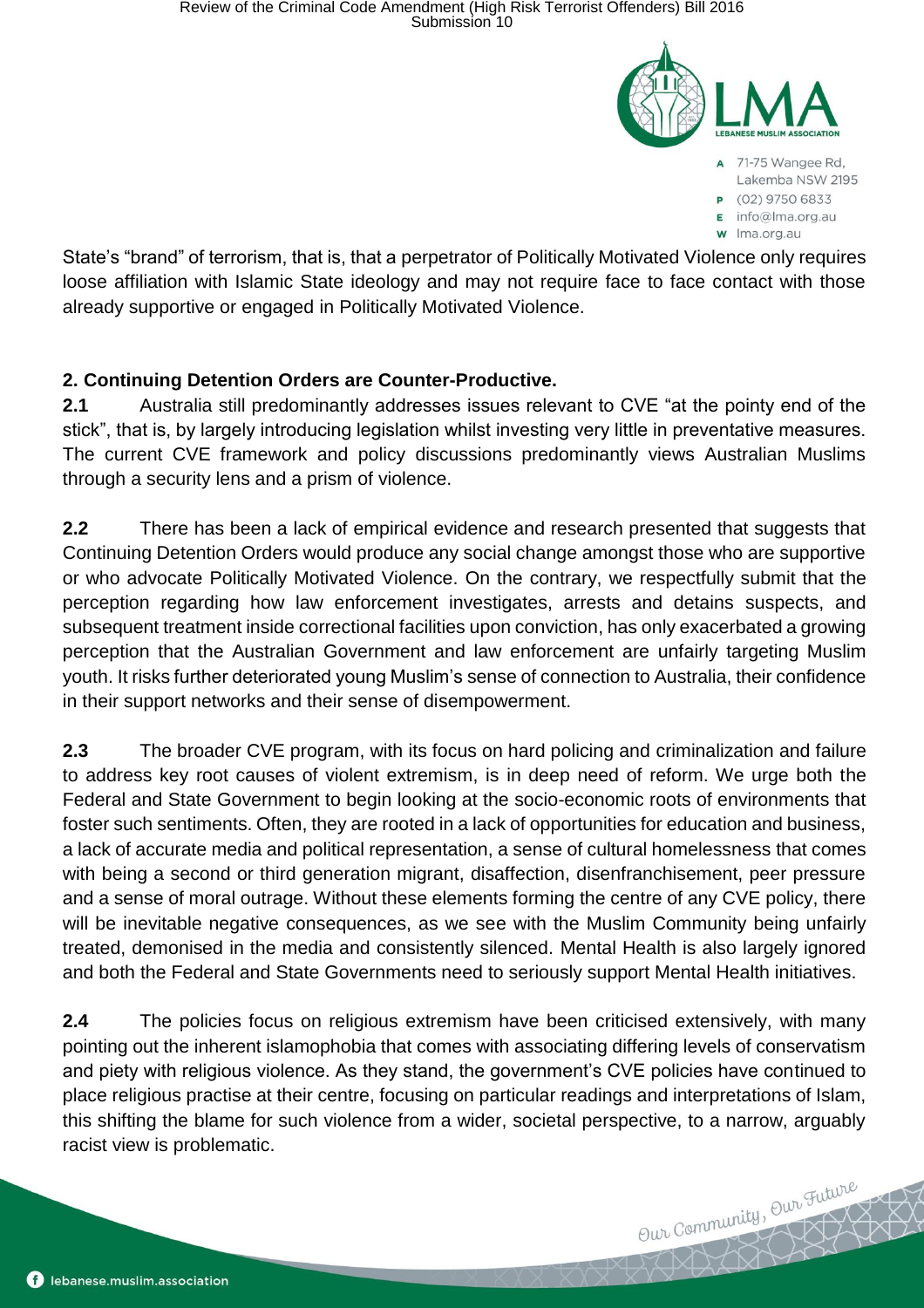State's "brand" of terrorism, that is, that a perpetrator of Politically Motivated Violence only requires loose affiliation with Islamic State ideology and may not require face to face contact with those already supportive or engaged in Politically Motivated Violence.

**2. Continuing Detention Orders are Counter-Productive.**

**2.1** Australia still predominantly addresses issues relevant to CVE "at the pointy end of the stick", that is, by largely introducing legislation whilst investing very little in preventative measures. The current CVE framework and policy discussions predominantly views Australian Muslims through a security lens and a prism of violence.

**2.2** There has been a lack of empirical evidence and research presented that suggests that Continuing Detention Orders would produce any social change amongst those who are supportive or who advocate Politically Motivated Violence. On the contrary, we respectfully submit that the perception regarding how law enforcement investigates, arrests and detains suspects, and subsequent treatment inside correctional facilities upon conviction, has only exacerbated a growing perception that the Australian Government and law enforcement are unfairly targeting Muslim youth. It risks further deteriorated young Muslim's sense of connection to Australia, their confidence in their support networks and their sense of disempowerment.

**2.3** The broader CVE program, with its focus on hard policing and criminalization and failure to address key root causes of violent extremism, is in deep need of reform. We urge both the Federal and State Government to begin looking at the socio-economic roots of environments that foster such sentiments. Often, they are rooted in a lack of opportunities for education and business, a lack of accurate media and political representation, a sense of cultural homelessness that comes with being a second or third generation migrant, disaffection, disenfranchisement, peer pressure and a sense of moral outrage. Without these elements forming the centre of any CVE policy, there will be inevitable negative consequences, as we see with the Muslim Community being unfairly treated, demonised in the media and consistently silenced. Mental Health is also largely ignored and both the Federal and State Governments need to seriously support Mental Health initiatives.

**2.4** The policies focus on religious extremism have been criticised extensively, with many pointing out the inherent islamophobia that comes with associating differing levels of conservatism and piety with religious violence. As they stand, the government's CVE policies have continued to place religious practise at their centre, focusing on particular readings and interpretations of Islam, this shifting the blame for such violence from a wider, societal perspective, to a narrow, arguably racist view is problematic.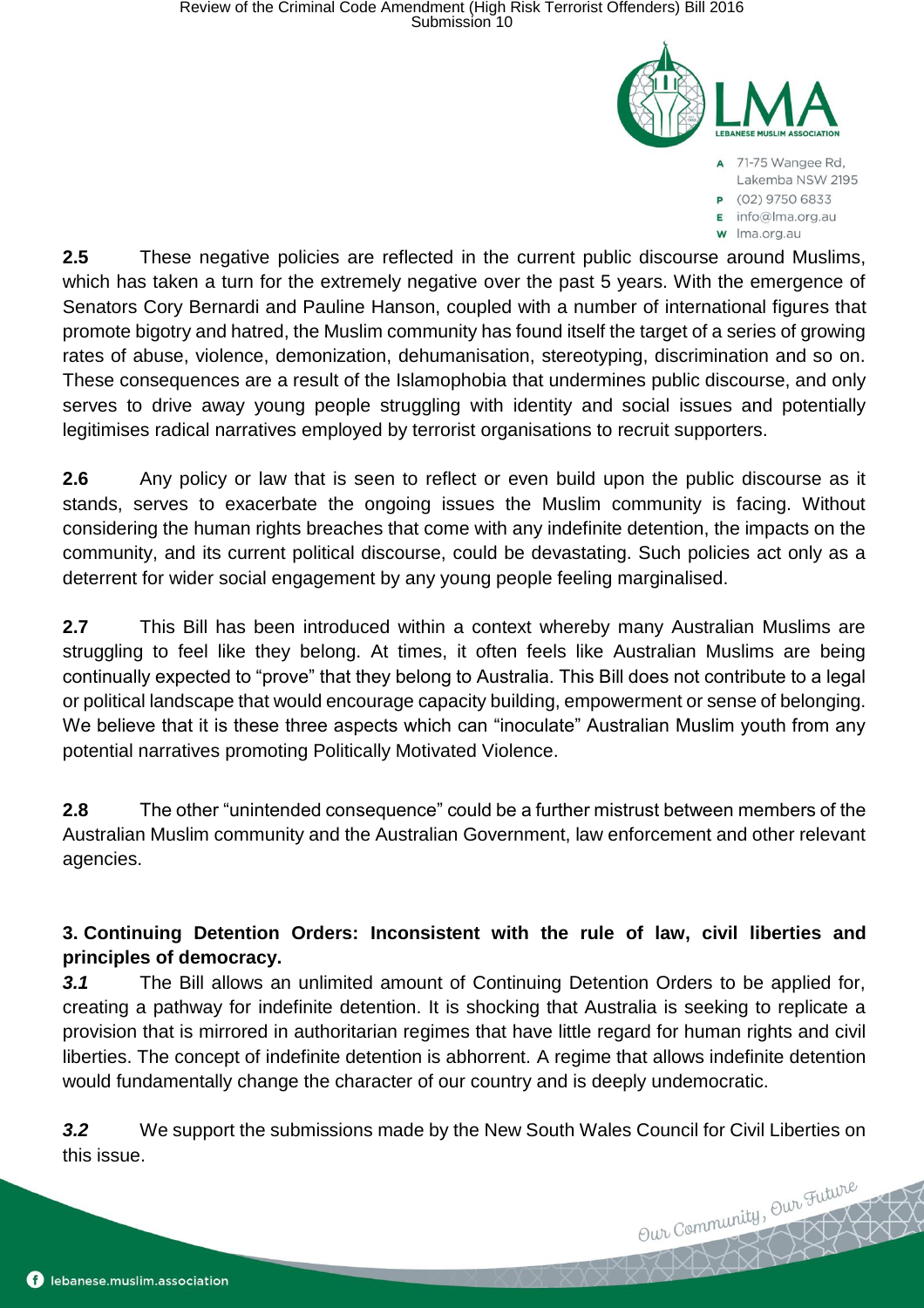**2.5** These negative policies are reflected in the current public discourse around Muslims, which has taken a turn for the extremely negative over the past 5 years. With the emergence of Senators Cory Bernardi and Pauline Hanson, coupled with a number of international figures that promote bigotry and hatred, the Muslim community has found itself the target of a series of growing rates of abuse, violence, demonization, dehumanisation, stereotyping, discrimination and so on. These consequences are a result of the Islamophobia that undermines public discourse, and only serves to drive away young people struggling with identity and social issues and potentially legitimises radical narratives employed by terrorist organisations to recruit supporters.

**2.6** Any policy or law that is seen to reflect or even build upon the public discourse as it stands, serves to exacerbate the ongoing issues the Muslim community is facing. Without considering the human rights breaches that come with any indefinite detention, the impacts on the community, and its current political discourse, could be devastating. Such policies act only as a deterrent for wider social engagement by any young people feeling marginalised.

**2.7** This Bill has been introduced within a context whereby many Australian Muslims are struggling to feel like they belong. At times, it often feels like Australian Muslims are being continually expected to "prove" that they belong to Australia. This Bill does not contribute to a legal or political landscape that would encourage capacity building, empowerment or sense of belonging. We believe that it is these three aspects which can "inoculate" Australian Muslim youth from any potential narratives promoting Politically Motivated Violence.

**2.8** The other "unintended consequence" could be a further mistrust between members of the Australian Muslim community and the Australian Government, law enforcement and other relevant agencies.

## 3. Continuing Detention Orders: Inconsistent with the rule of law, civil liberties and principles of democracy.

***3.1*** The Bill allows an unlimited amount of Continuing Detention Orders to be applied for, creating a pathway for indefinite detention. It is shocking that Australia is seeking to replicate a provision that is mirrored in authoritarian regimes that have little regard for human rights and civil liberties. The concept of indefinite detention is abhorrent. A regime that allows indefinite detention would fundamentally change the character of our country and is deeply undemocratic.

***3.2*** We support the submissions made by the New South Wales Council for Civil Liberties on this issue.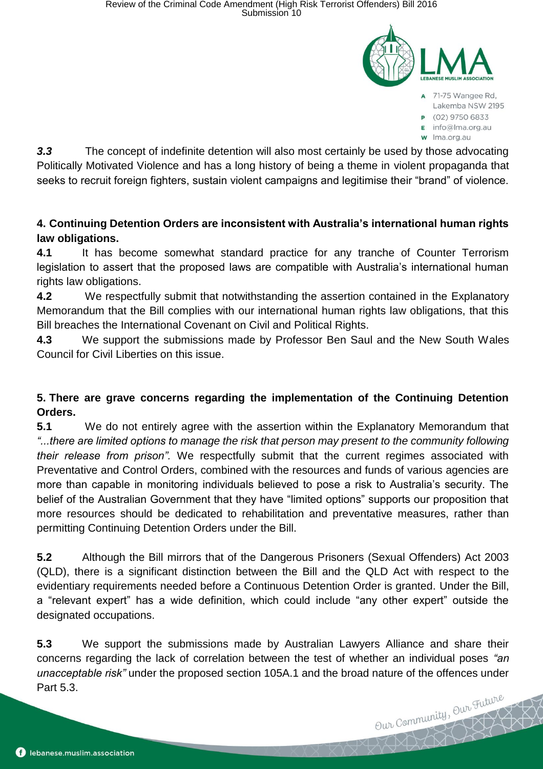***3.3*** The concept of indefinite detention will also most certainly be used by those advocating Politically Motivated Violence and has a long history of being a theme in violent propaganda that seeks to recruit foreign fighters, sustain violent campaigns and legitimise their "brand" of violence.

**4. Continuing Detention Orders are inconsistent with Australia's international human rights law obligations.**

**4.1** It has become somewhat standard practice for any tranche of Counter Terrorism legislation to assert that the proposed laws are compatible with Australia's international human rights law obligations.

**4.2** We respectfully submit that notwithstanding the assertion contained in the Explanatory Memorandum that the Bill complies with our international human rights law obligations, that this Bill breaches the International Covenant on Civil and Political Rights.

**4.3** We support the submissions made by Professor Ben Saul and the New South Wales Council for Civil Liberties on this issue.

**5. There are grave concerns regarding the implementation of the Continuing Detention Orders.**

**5.1** We do not entirely agree with the assertion within the Explanatory Memorandum that *"...there are limited options to manage the risk that person may present to the community following their release from prison".* We respectfully submit that the current regimes associated with Preventative and Control Orders, combined with the resources and funds of various agencies are more than capable in monitoring individuals believed to pose a risk to Australia's security. The belief of the Australian Government that they have "limited options" supports our proposition that more resources should be dedicated to rehabilitation and preventative measures, rather than permitting Continuing Detention Orders under the Bill.

**5.2** Although the Bill mirrors that of the Dangerous Prisoners (Sexual Offenders) Act 2003 (QLD), there is a significant distinction between the Bill and the QLD Act with respect to the evidentiary requirements needed before a Continuous Detention Order is granted. Under the Bill, a "relevant expert" has a wide definition, which could include "any other expert" outside the designated occupations.

**5.3** We support the submissions made by Australian Lawyers Alliance and share their concerns regarding the lack of correlation between the test of whether an individual poses *"an unacceptable risk"* under the proposed section 105A.1 and the broad nature of the offences under Part 5.3.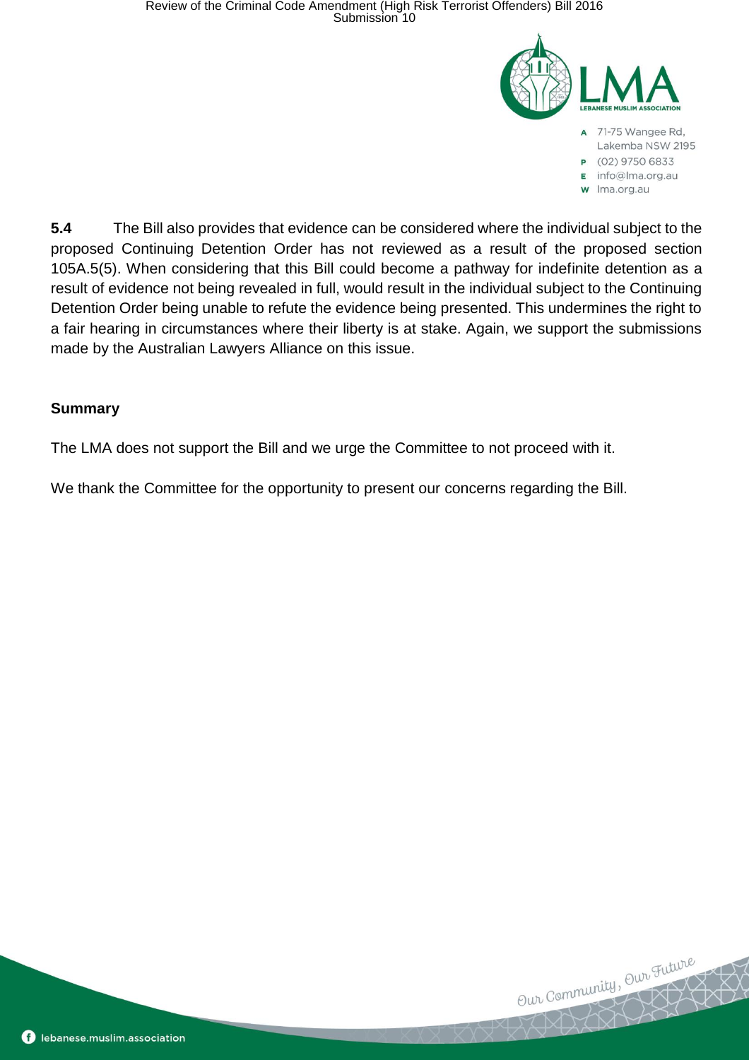**5.4** The Bill also provides that evidence can be considered where the individual subject to the proposed Continuing Detention Order has not reviewed as a result of the proposed section 105A.5(5). When considering that this Bill could become a pathway for indefinite detention as a result of evidence not being revealed in full, would result in the individual subject to the Continuing Detention Order being unable to refute the evidence being presented. This undermines the right to a fair hearing in circumstances where their liberty is at stake. Again, we support the submissions made by the Australian Lawyers Alliance on this issue.

**Summary**

The LMA does not support the Bill and we urge the Committee to not proceed with it.

We thank the Committee for the opportunity to present our concerns regarding the Bill.